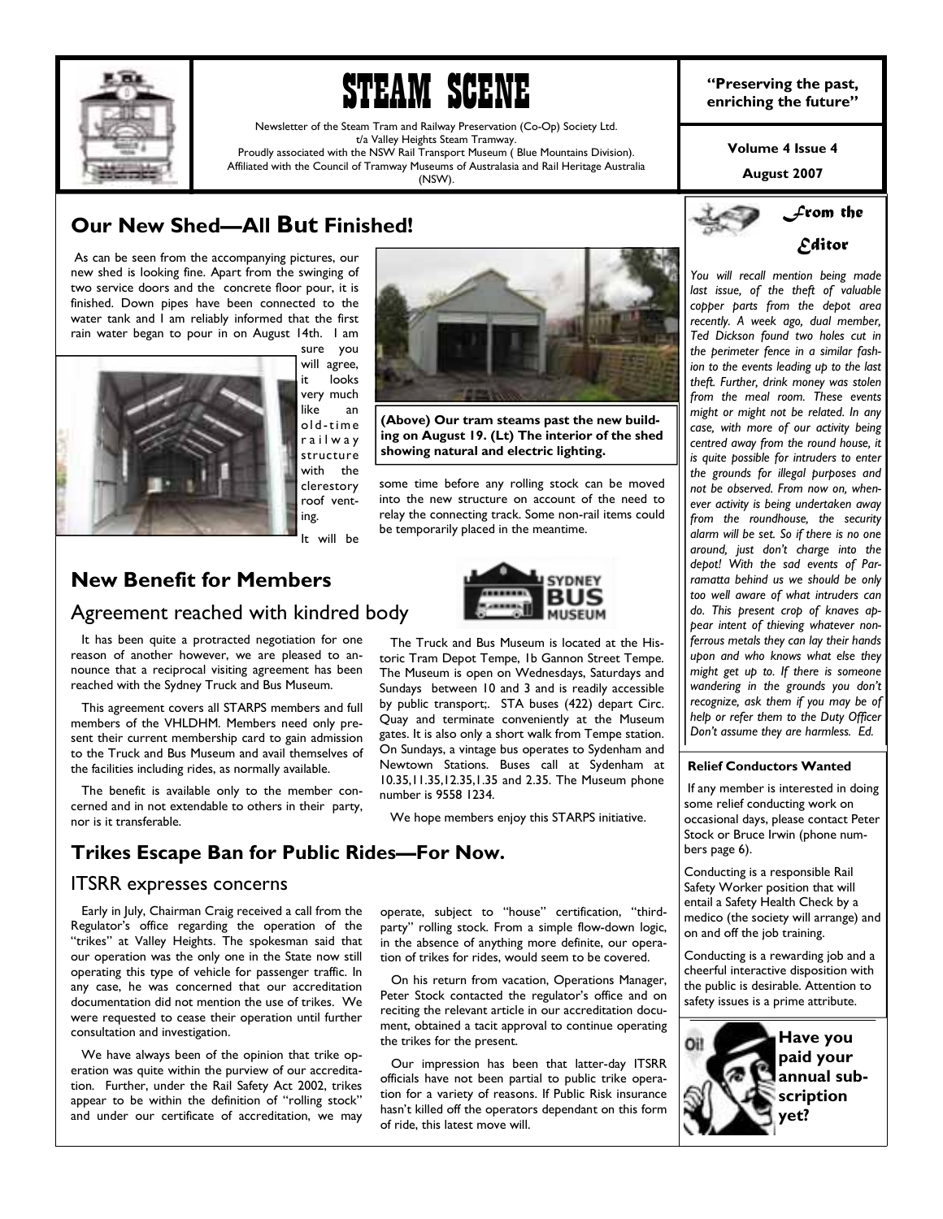# STEAM SCENE

Newsletter of the Steam Tram and Railway Preservation (Co-Op) Society Ltd.
t/a Valley Heights Steam Tramway.
Proudly associated with the NSW Rail Transport Museum ( Blue Mountains Division).
Affiliated with the Council of Tramway Museums of Australasia and Rail Heritage Australia (NSW).

**"Preserving the past, enriching the future"**

**Volume 4 Issue 4**

**August 2007**

## Our New Shed—All But Finished!

As can be seen from the accompanying pictures, our new shed is looking fine. Apart from the swinging of two service doors and the concrete floor pour, it is finished. Down pipes have been connected to the water tank and I am reliably informed that the first rain water began to pour in on August 14th. I am sure you will agree, it looks very much like an old-time railway structure with the clerestory roof venting.

It will be some time before any rolling stock can be moved into the new structure on account of the need to relay the connecting track. Some non-rail items could be temporarily placed in the meantime.

**(Above) Our tram steams past the new building on August 19. (Lt) The interior of the shed showing natural and electric lighting.**

## New Benefit for Members

### Agreement reached with kindred body

It has been quite a protracted negotiation for one reason of another however, we are pleased to announce that a reciprocal visiting agreement has been reached with the Sydney Truck and Bus Museum.

This agreement covers all STARPS members and full members of the VHLDHM. Members need only present their current membership card to gain admission to the Truck and Bus Museum and avail themselves of the facilities including rides, as normally available.

The benefit is available only to the member concerned and in not extendable to others in their party, nor is it transferable.

The Truck and Bus Museum is located at the Historic Tram Depot Tempe, 1b Gannon Street Tempe. The Museum is open on Wednesdays, Saturdays and Sundays between 10 and 3 and is readily accessible by public transport;. STA buses (422) depart Circ. Quay and terminate conveniently at the Museum gates. It is also only a short walk from Tempe station. On Sundays, a vintage bus operates to Sydenham and Newtown Stations. Buses call at Sydenham at 10.35,11.35,12.35,1.35 and 2.35. The Museum phone number is 9558 1234.

We hope members enjoy this STARPS initiative.

## Trikes Escape Ban for Public Rides—For Now.

### ITSRR expresses concerns

Early in July, Chairman Craig received a call from the Regulator's office regarding the operation of the "trikes" at Valley Heights. The spokesman said that our operation was the only one in the State now still operating this type of vehicle for passenger traffic. In any case, he was concerned that our accreditation documentation did not mention the use of trikes. We were requested to cease their operation until further consultation and investigation.

We have always been of the opinion that trike operation was quite within the purview of our accreditation. Further, under the Rail Safety Act 2002, trikes appear to be within the definition of "rolling stock" and under our certificate of accreditation, we may operate, subject to "house" certification, "third-party" rolling stock. From a simple flow-down logic, in the absence of anything more definite, our operation of trikes for rides, would seem to be covered.

On his return from vacation, Operations Manager, Peter Stock contacted the regulator's office and on reciting the relevant article in our accreditation document, obtained a tacit approval to continue operating the trikes for the present.

Our impression has been that latter-day ITSRR officials have not been partial to public trike operation for a variety of reasons. If Public Risk insurance hasn't killed off the operators dependant on this form of ride, this latest move will.

## From the Editor

*You will recall mention being made last issue, of the theft of valuable copper parts from the depot area recently. A week ago, dual member, Ted Dickson found two holes cut in the perimeter fence in a similar fashion to the events leading up to the last theft. Further, drink money was stolen from the meal room. These events might or might not be related. In any case, with more of our activity being centred away from the round house, it is quite possible for intruders to enter the grounds for illegal purposes and not be observed. From now on, whenever activity is being undertaken away from the roundhouse, the security alarm will be set. So if there is no one around, just don't charge into the depot! With the sad events of Parramatta behind us we should be only too well aware of what intruders can do. This present crop of knaves appear intent of thieving whatever non-ferrous metals they can lay their hands upon and who knows what else they might get up to. If there is someone wandering in the grounds you don't recognize, ask them if you may be of help or refer them to the Duty Officer Don't assume they are harmless. Ed.*

### Relief Conductors Wanted

If any member is interested in doing some relief conducting work on occasional days, please contact Peter Stock or Bruce Irwin (phone numbers page 6).

Conducting is a responsible Rail Safety Worker position that will entail a Safety Health Check by a medico (the society will arrange) and on and off the job training.

Conducting is a rewarding job and a cheerful interactive disposition with the public is desirable. Attention to safety issues is a prime attribute.

**Have you paid your annual subscription yet?**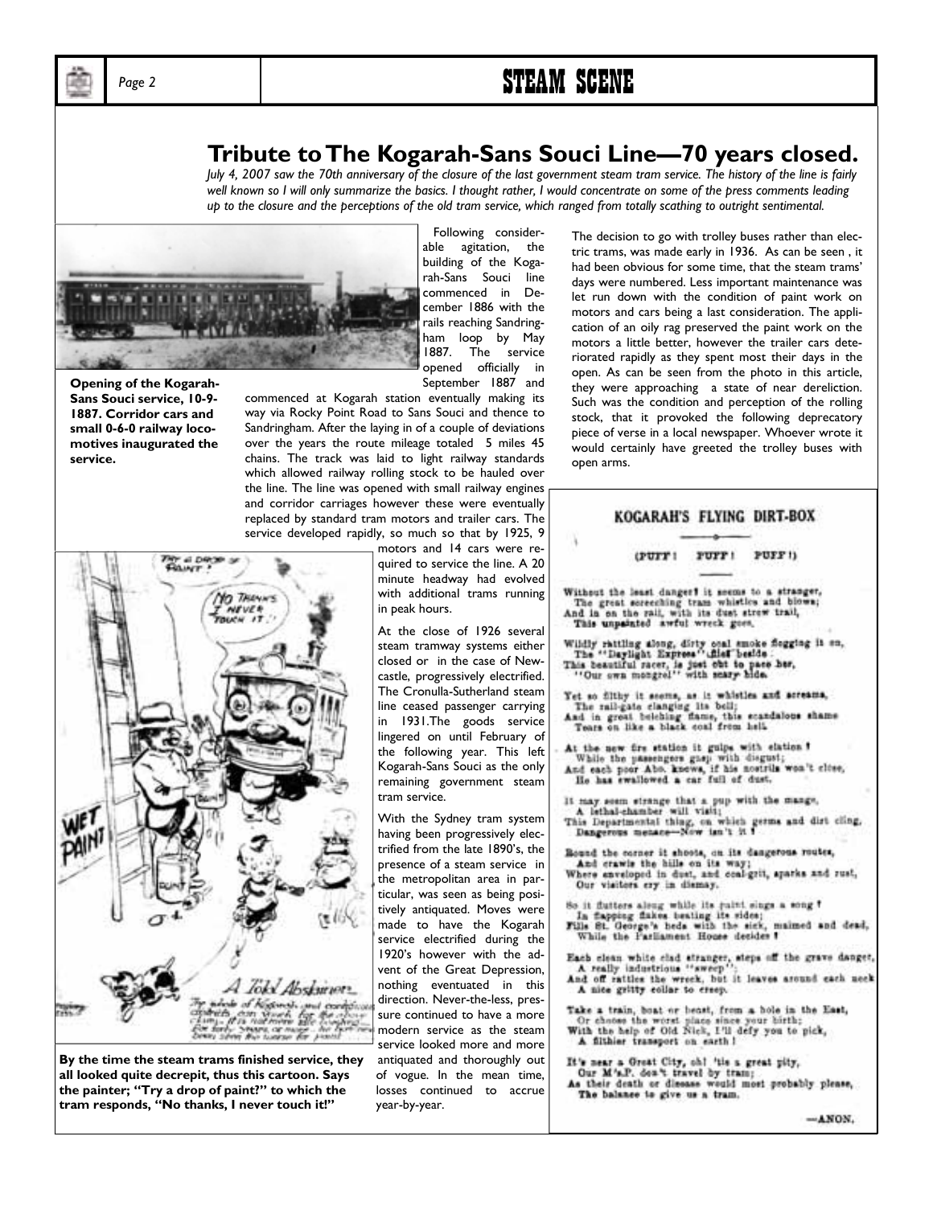## Tribute to The Kogarah-Sans Souci Line—70 years closed.

*July 4, 2007 saw the 70th anniversary of the closure of the last government steam tram service. The history of the line is fairly well known so I will only summarize the basics. I thought rather, I would concentrate on some of the press comments leading up to the closure and the perceptions of the old tram service, which ranged from totally scathing to outright sentimental.*

**Opening of the Kogarah-Sans Souci service, 10-9-1887. Corridor cars and small 0-6-0 railway locomotives inaugurated the service.**

Following considerable agitation, the building of the Kogarah-Sans Souci line commenced in December 1886 with the rails reaching Sandringham loop by May 1887. The service opened officially in September 1887 and commenced at Kogarah station eventually making its way via Rocky Point Road to Sans Souci and thence to Sandringham. After the laying in of a couple of deviations over the years the route mileage totaled 5 miles 45 chains. The track was laid to light railway standards which allowed railway rolling stock to be hauled over the line. The line was opened with small railway engines and corridor carriages however these were eventually replaced by standard tram motors and trailer cars. The service developed rapidly, so much so that by 1925, 9 motors and 14 cars were required to service the line. A 20 minute headway had evolved with additional trams running in peak hours.

At the close of 1926 several steam tramway systems either closed or in the case of Newcastle, progressively electrified. The Cronulla-Sutherland steam line ceased passenger carrying in 1931.The goods service lingered on until February of the following year. This left Kogarah-Sans Souci as the only remaining government steam tram service.

With the Sydney tram system having been progressively electrified from the late 1890's, the presence of a steam service in the metropolitan area in particular, was seen as being positively antiquated. Moves were made to have the Kogarah service electrified during the 1920's however with the advent of the Great Depression, nothing eventuated in this direction. Never-the-less, pressure continued to have a more modern service as the steam service looked more and more antiquated and thoroughly out of vogue. In the mean time, losses continued to accrue year-by-year.

**By the time the steam trams finished service, they all looked quite decrepit, thus this cartoon. Says the painter; "Try a drop of paint?" to which the tram responds, "No thanks, I never touch it!"**

The decision to go with trolley buses rather than electric trams, was made early in 1936. As can be seen , it had been obvious for some time, that the steam trams' days were numbered. Less important maintenance was let run down with the condition of paint work on motors and cars being a last consideration. The application of an oily rag preserved the paint work on the motors a little better, however the trailer cars deteriorated rapidly as they spent most their days in the open. As can be seen from the photo in this article, they were approaching a state of near dereliction. Such was the condition and perception of the rolling stock, that it provoked the following deprecatory piece of verse in a local newspaper. Whoever wrote it would certainly have greeted the trolley buses with open arms.

### KOGARAH'S FLYING DIRT-BOX

(PUFF! PUFF! PUFF!)

Without the least danger! it seems to a stranger,
The great screeching tram whistles and blows;
And is on the rail, with its dust strew trail,
This unpainted awful wreck goes.

Wildly rattling along, dirty coal smoke flogging it on,
The "Daylight Express" pales beside:
This beautiful racer, is just out to pace her,
"Our own mongrel" with scary hide.

Yet so filthy it seems, as it whistles and screams,
The rail-gate clanging its bell;
And in great belching flame, this scandalous shame
Tears on like a black coal from hell.

At the new fire station it gulps with elation!
While the passengers gasp with disgust;
And each poor Abo. knows, if his nostrils won't close,
He has swallowed a car full of dust.

It may seem strange that a pup with the mange,
A lethal-chamber will visit;
This Departmental thing, on which germs and dirt cling,
Dangerous menace—Now isn't it!

Round the corner it shoots, on its dangerous routes,
And crawls the hills on its way;
Where enveloped in dust, and coal-grit, sparks and rust,
Our visitors cry in dismay.

So it flutters along while its paint sings a song!
In flapping flakes beating its sides;
Fills St. George's beds with the sick, maimed and dead,
While the Parliament House decides!

Each clean white clad stranger, steps off the grave danger,
A really industrious "sweep";
And off rattles the wreck, but it leaves around each neck
A nice gritty collar to creep.

Take a train, boat or beast, from a hole in the East,
Or choose the worst place since your birth;
With the help of Old Nick, I'll defy you to pick,
A filthier transport on earth!

It's near a Great City, oh! 'tis a great pity,
Our M's.P. don't travel by tram;
As their death or disease would most probably please,
The balance to give us a tram.

—ANON.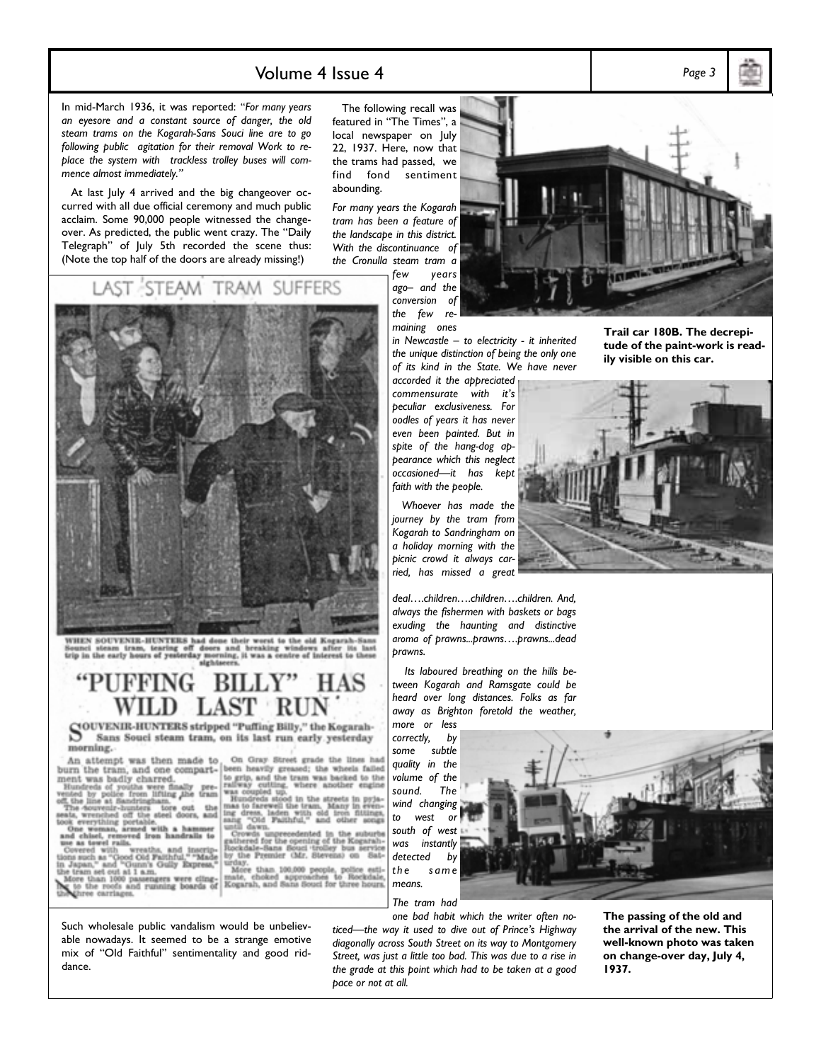In mid-March 1936, it was reported: "*For many years an eyesore and a constant source of danger, the old steam trams on the Kogarah-Sans Souci line are to go following public agitation for their removal Work to replace the system with trackless trolley buses will commence almost immediately.*"

At last July 4 arrived and the big changeover occurred with all due official ceremony and much public acclaim. Some 90,000 people witnessed the changeover. As predicted, the public went crazy. The "Daily Telegraph" of July 5th recorded the scene thus: (Note the top half of the doors are already missing!)

## LAST STEAM TRAM SUFFERS

WHEN SOUVENIR-HUNTERS had done their worst to the old Kogarah-Sans Souci steam tram, tearing off doors and breaking windows after its last trip in the early hours of yesterday morning, it was a centre of interest to these sightseers.

## "PUFFING BILLY" HAS WILD LAST RUN

SOUVENIR-HUNTERS stripped "Puffing Billy," the Kogarah-Sans Souci steam tram, on its last run early yesterday morning.

An attempt was then made to burn the tram, and one compartment was badly charred.

Hundreds of youths were finally prevented by police from lifting the tram off the line at Sandringham.

The souvenir-hunters tore out the seats, wrenched off the steel doors, and took everything portable.

One woman, armed with a hammer and chisel, removed iron handrails to use as towel rails.

Covered with wreaths, and inscriptions such as "Good Old Faithful," "Made in Japan," and "Gunn's Gully Express," the tram set out at 1 a.m.

More than 1000 passengers were clinging to the roofs and running boards of the three carriages.

On Gray Street grade the lines had been heavily greased; the wheels failed to grip, and the tram was backed to the railway cutting, where another engine was coupled up.

Hundreds stood in the streets in pyjamas to farewell the tram. Many in evening dress, laden with old iron fittings, sang "Old Faithful," and other songs until dawn.

Crowds unprecedented in the suburbs gathered for the opening of the Kogarah-Rockdale-Sans Souci trolley bus service by the Premier (Mr. Stevens) on Saturday.

More than 100,000 people, police estimate, choked approaches to Rockdale, Kogarah, and Sans Souci for three hours.

Such wholesale public vandalism would be unbelievable nowadays. It seemed to be a strange emotive mix of "Old Faithful" sentimentality and good riddance.

The following recall was featured in "The Times", a local newspaper on July 22, 1937. Here, now that the trams had passed, we find fond sentiment abounding.

*For many years the Kogarah tram has been a feature of the landscape in this district. With the discontinuance of the Cronulla steam tram a few years ago– and the conversion of the few remaining ones in Newcastle – to electricity - it inherited the unique distinction of being the only one of its kind in the State. We have never accorded it the appreciated commensurate with it's peculiar exclusiveness. For oodles of years it has never even been painted. But in spite of the hang-dog appearance which this neglect occasioned—it has kept faith with the people.*

*Whoever has made the journey by the tram from Kogarah to Sandringham on a holiday morning with the picnic crowd it always carried, has missed a great deal….children….children….children. And, always the fishermen with baskets or bags exuding the haunting and distinctive aroma of prawns...prawns….prawns...dead prawns.*

*Its laboured breathing on the hills between Kogarah and Ramsgate could be heard over long distances. Folks as far away as Brighton foretold the weather, more or less correctly, by some subtle quality in the volume of the sound. The wind changing to west or south of west was instantly detected by the same means.*

*The tram had one bad habit which the writer often noticed—the way it used to dive out of Prince's Highway diagonally across South Street on its way to Montgomery Street, was just a little too bad. This was due to a rise in the grade at this point which had to be taken at a good pace or not at all.*

**Trail car 180B. The decrepitude of the paint-work is readily visible on this car.**

**The passing of the old and the arrival of the new. This well-known photo was taken on change-over day, July 4, 1937.**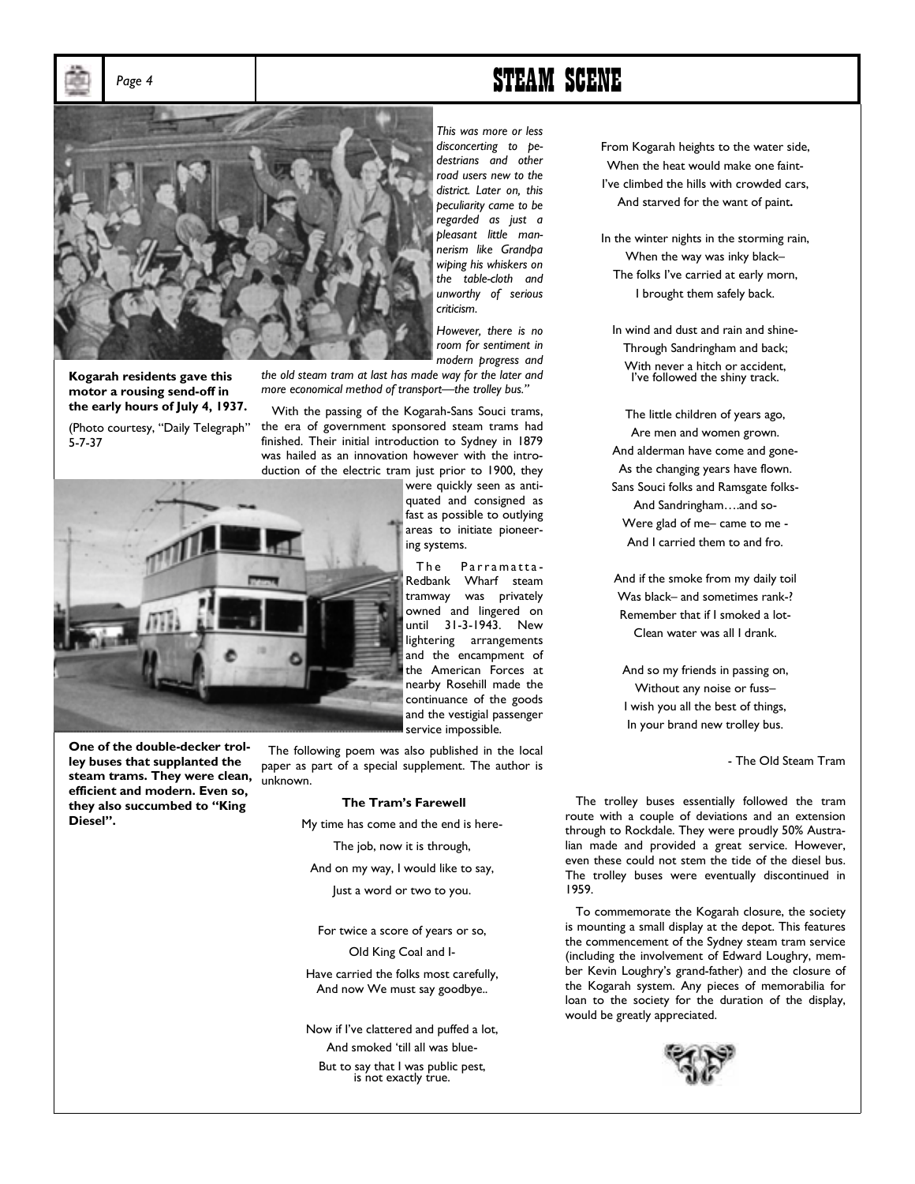*This was more or less disconcerting to pedestrians and other road users new to the district. Later on, this peculiarity came to be regarded as just a pleasant little mannerism like Grandpa wiping his whiskers on the table-cloth and unworthy of serious criticism.*

*However, there is no room for sentiment in modern progress and the old steam tram at last has made way for the later and more economical method of transport—the trolley bus."*

**Kogarah residents gave this motor a rousing send-off in the early hours of July 4, 1937.**

(Photo courtesy, "Daily Telegraph" 5-7-37

With the passing of the Kogarah-Sans Souci trams, the era of government sponsored steam trams had finished. Their initial introduction to Sydney in 1879 was hailed as an innovation however with the introduction of the electric tram just prior to 1900, they were quickly seen as antiquated and consigned as fast as possible to outlying areas to initiate pioneering systems.

The Parramatta-Redbank Wharf steam tramway was privately owned and lingered on until 31-3-1943. New lightering arrangements and the encampment of the American Forces at nearby Rosehill made the continuance of the goods and the vestigial passenger service impossible.

**One of the double-decker trolley buses that supplanted the steam trams. They were clean, efficient and modern. Even so, they also succumbed to "King Diesel".**

The following poem was also published in the local paper as part of a special supplement. The author is unknown.

**The Tram's Farewell**

My time has come and the end is here-
The job, now it is through,
And on my way, I would like to say,
Just a word or two to you.

For twice a score of years or so,
Old King Coal and I-
Have carried the folks most carefully,
And now We must say goodbye..

Now if I've clattered and puffed a lot,
And smoked 'till all was blue-
But to say that I was public pest,
is not exactly true.

From Kogarah heights to the water side,
When the heat would make one faint-
I've climbed the hills with crowded cars,
And starved for the want of paint.

In the winter nights in the storming rain,
When the way was inky black–
The folks I've carried at early morn,
I brought them safely back.

In wind and dust and rain and shine-
Through Sandringham and back;
With never a hitch or accident,
I've followed the shiny track.

The little children of years ago,
Are men and women grown.
And alderman have come and gone-
As the changing years have flown.
Sans Souci folks and Ramsgate folks-
And Sandringham….and so-
Were glad of me– came to me -
And I carried them to and fro.

And if the smoke from my daily toil
Was black– and sometimes rank-?
Remember that if I smoked a lot-
Clean water was all I drank.

And so my friends in passing on,
Without any noise or fuss–
I wish you all the best of things,
In your brand new trolley bus.

- The Old Steam Tram

The trolley buses essentially followed the tram route with a couple of deviations and an extension through to Rockdale. They were proudly 50% Australian made and provided a great service. However, even these could not stem the tide of the diesel bus. The trolley buses were eventually discontinued in 1959.

To commemorate the Kogarah closure, the society is mounting a small display at the depot. This features the commencement of the Sydney steam tram service (including the involvement of Edward Loughry, member Kevin Loughry's grand-father) and the closure of the Kogarah system. Any pieces of memorabilia for loan to the society for the duration of the display, would be greatly appreciated.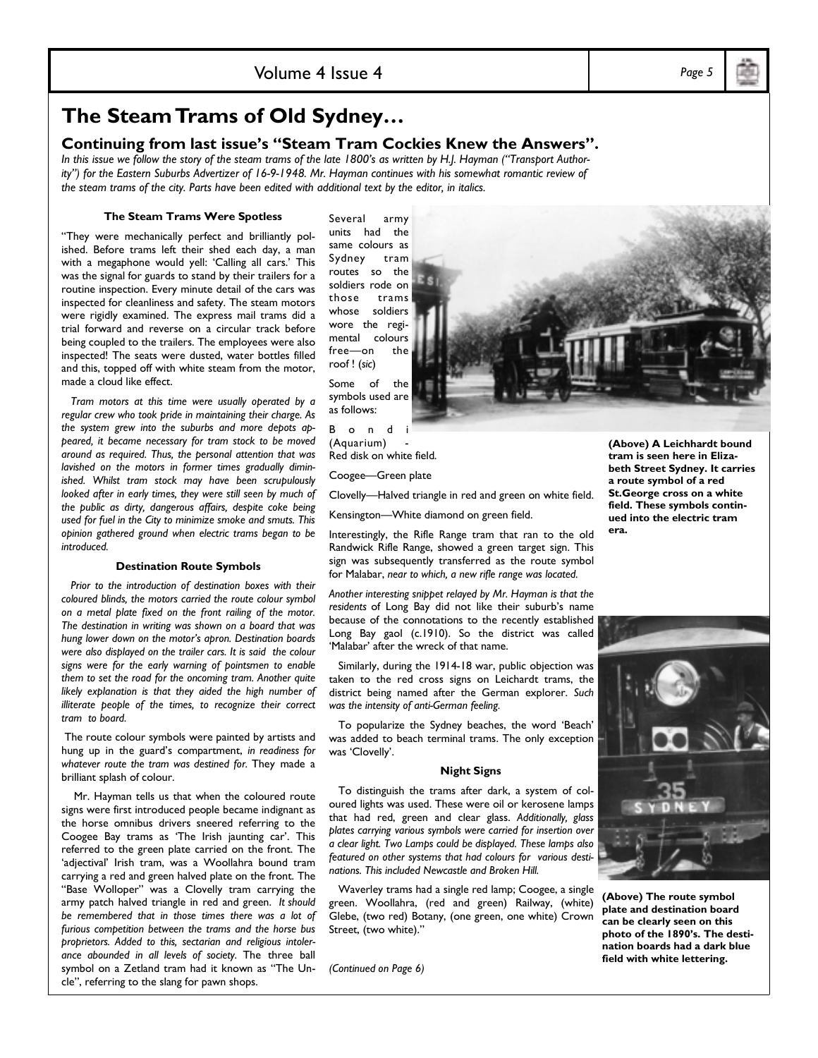# The Steam Trams of Old Sydney…

## Continuing from last issue's "Steam Tram Cockies Knew the Answers".

*In this issue we follow the story of the steam trams of the late 1800's as written by H.J. Hayman ("Transport Authority") for the Eastern Suburbs Advertizer of 16-9-1948. Mr. Hayman continues with his somewhat romantic review of the steam trams of the city. Parts have been edited with additional text by the editor, in italics.*

### The Steam Trams Were Spotless

"They were mechanically perfect and brilliantly polished. Before trams left their shed each day, a man with a megaphone would yell: 'Calling all cars.' This was the signal for guards to stand by their trailers for a routine inspection. Every minute detail of the cars was inspected for cleanliness and safety. The steam motors were rigidly examined. The express mail trams did a trial forward and reverse on a circular track before being coupled to the trailers. The employees were also inspected! The seats were dusted, water bottles filled and this, topped off with white steam from the motor, made a cloud like effect.

*Tram motors at this time were usually operated by a regular crew who took pride in maintaining their charge. As the system grew into the suburbs and more depots appeared, it became necessary for tram stock to be moved around as required. Thus, the personal attention that was lavished on the motors in former times gradually diminished. Whilst tram stock may have been scrupulously looked after in early times, they were still seen by much of the public as dirty, dangerous affairs, despite coke being used for fuel in the City to minimize smoke and smuts. This opinion gathered ground when electric trams began to be introduced.*

### Destination Route Symbols

*Prior to the introduction of destination boxes with their coloured blinds, the motors carried the route colour symbol on a metal plate fixed on the front railing of the motor. The destination in writing was shown on a board that was hung lower down on the motor's apron. Destination boards were also displayed on the trailer cars. It is said the colour signs were for the early warning of pointsmen to enable them to set the road for the oncoming tram. Another quite likely explanation is that they aided the high number of illiterate people of the times, to recognize their correct tram to board.*

The route colour symbols were painted by artists and hung up in the guard's compartment, *in readiness for whatever route the tram was destined for*. They made a brilliant splash of colour.

Mr. Hayman tells us that when the coloured route signs were first introduced people became indignant as the horse omnibus drivers sneered referring to the Coogee Bay trams as 'The Irish jaunting car'. This referred to the green plate carried on the front. The 'adjectival' Irish tram, was a Woollahra bound tram carrying a red and green halved plate on the front. The "Base Wolloper" was a Clovelly tram carrying the army patch halved triangle in red and green. *It should be remembered that in those times there was a lot of furious competition between the trams and the horse bus proprietors. Added to this, sectarian and religious intolerance abounded in all levels of society.* The three ball symbol on a Zetland tram had it known as "The Uncle", referring to the slang for pawn shops.

Several army units had the same colours as Sydney tram routes so the soldiers rode on those trams whose soldiers wore the regimental colours free—on the roof ! (*sic*)

Some of the symbols used are as follows:

Bondi (Aquarium) - Red disk on white field.

Coogee—Green plate

Clovelly—Halved triangle in red and green on white field.

Kensington—White diamond on green field.

Interestingly, the Rifle Range tram that ran to the old Randwick Rifle Range, showed a green target sign. This sign was subsequently transferred as the route symbol for Malabar, *near to which, a new rifle range was located.*

*Another interesting snippet relayed by Mr. Hayman is that the residents* of Long Bay did not like their suburb's name because of the connotations to the recently established Long Bay gaol (c.1910). So the district was called 'Malabar' after the wreck of that name.

Similarly, during the 1914-18 war, public objection was taken to the red cross signs on Leichardt trams, the district being named after the German explorer. *Such was the intensity of anti-German feeling.*

To popularize the Sydney beaches, the word 'Beach' was added to beach terminal trams. The only exception was 'Clovelly'.

### Night Signs

To distinguish the trams after dark, a system of coloured lights was used. These were oil or kerosene lamps that had red, green and clear glass. *Additionally, glass plates carrying various symbols were carried for insertion over a clear light. Two Lamps could be displayed. These lamps also featured on other systems that had colours for various destinations. This included Newcastle and Broken Hill.*

Waverley trams had a single red lamp; Coogee, a single green. Woollahra, (red and green) Railway, (white) Glebe, (two red) Botany, (one green, one white) Crown Street, (two white)."

*(Continued on Page 6)*

**(Above) A Leichhardt bound tram is seen here in Elizabeth Street Sydney. It carries a route symbol of a red St.George cross on a white field. These symbols continued into the electric tram era.**

**(Above) The route symbol plate and destination board can be clearly seen on this photo of the 1890's. The destination boards had a dark blue field with white lettering.**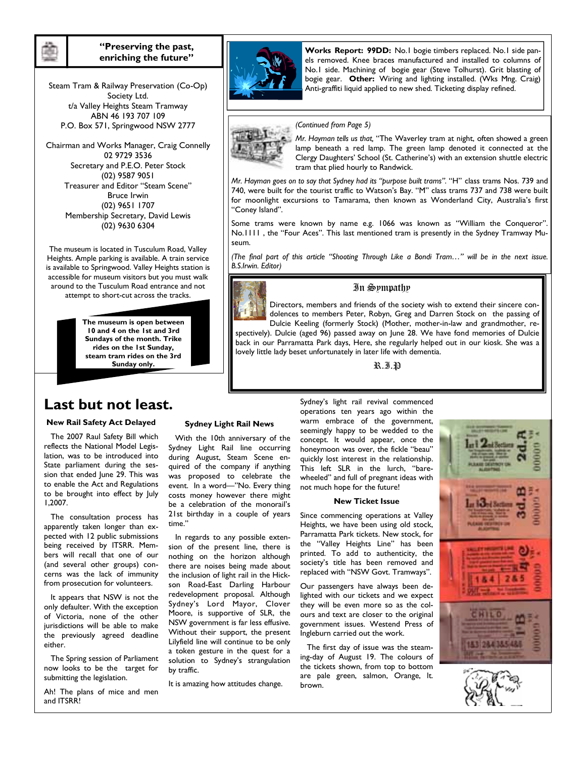**"Preserving the past, enriching the future"**

Steam Tram & Railway Preservation (Co-Op) Society Ltd.
t/a Valley Heights Steam Tramway
ABN 46 193 707 109
P.O. Box 571, Springwood NSW 2777

Chairman and Works Manager, Craig Connelly
02 9729 3536
Secretary and P.E.O. Peter Stock
(02) 9587 9051
Treasurer and Editor "Steam Scene"
Bruce Irwin
(02) 9651 1707
Membership Secretary, David Lewis
(02) 9630 6304

The museum is located in Tusculum Road, Valley Heights. Ample parking is available. A train service is available to Springwood. Valley Heights station is accessible for museum visitors but you must walk around to the Tusculum Road entrance and not attempt to short-cut across the tracks.

**The museum is open between 10 and 4 on the 1st and 3rd Sundays of the month. Trike rides on the 1st Sunday, steam tram rides on the 3rd Sunday only.**

**Works Report: 99DD:** No.1 bogie timbers replaced. No.1 side panels removed. Knee braces manufactured and installed to columns of No.1 side. Machining of bogie gear (Steve Tolhurst). Grit blasting of bogie gear. **Other:** Wiring and lighting installed. (Wks Mng. Craig) Anti-graffiti liquid applied to new shed. Ticketing display refined.

*(Continued from Page 5)*

*Mr. Hayman tells us that,* "The Waverley tram at night, often showed a green lamp beneath a red lamp. The green lamp denoted it connected at the Clergy Daughters' School (St. Catherine's) with an extension shuttle electric tram that plied hourly to Randwick.

*Mr. Hayman goes on to say that Sydney had its "purpose built trams".* "H" class trams Nos. 739 and 740, were built for the tourist traffic to Watson's Bay. "M" class trams 737 and 738 were built for moonlight excursions to Tamarama, then known as Wonderland City, Australia's first "Coney Island".

Some trams were known by name e.g. 1066 was known as "William the Conqueror". No.1111 , the "Four Aces". This last mentioned tram is presently in the Sydney Tramway Museum.

*(The final part of this article "Shooting Through Like a Bondi Tram…" will be in the next issue. B.S.Irwin. Editor)*

### In Sympathy

Directors, members and friends of the society wish to extend their sincere condolences to members Peter, Robyn, Greg and Darren Stock on the passing of Dulcie Keeling (formerly Stock) (Mother, mother-in-law and grandmother, respectively). Dulcie (aged 96) passed away on June 28. We have fond memories of Dulcie back in our Parramatta Park days, Here, she regularly helped out in our kiosk. She was a lovely little lady beset unfortunately in later life with dementia.

R.I.P

# Last but not least.

### New Rail Safety Act Delayed

The 2007 Raul Safety Bill which reflects the National Model Legislation, was to be introduced into State parliament during the session that ended June 29. This was to enable the Act and Regulations to be brought into effect by July 1,2007.

The consultation process has apparently taken longer than expected with 12 public submissions being received by ITSRR. Members will recall that one of our (and several other groups) concerns was the lack of immunity from prosecution for volunteers.

It appears that NSW is not the only defaulter. With the exception of Victoria, none of the other jurisdictions will be able to make the previously agreed deadline either.

The Spring session of Parliament now looks to be the target for submitting the legislation.

Ah! The plans of mice and men and ITSRR!

### Sydney Light Rail News

With the 10th anniversary of the Sydney Light Rail line occurring during August, Steam Scene enquired of the company if anything was proposed to celebrate the event. In a word—"No. Every thing costs money however there might be a celebration of the monorail's 21st birthday in a couple of years time."

In regards to any possible extension of the present line, there is nothing on the horizon although there are noises being made about the inclusion of light rail in the Hickson Road-East Darling Harbour redevelopment proposal. Although Sydney's Lord Mayor, Clover Moore, is supportive of SLR, the NSW government is far less effusive. Without their support, the present Lilyfield line will continue to be only a token gesture in the quest for a solution to Sydney's strangulation by traffic.

It is amazing how attitudes change.

Sydney's light rail revival commenced operations ten years ago within the warm embrace of the government, seemingly happy to be wedded to the concept. It would appear, once the honeymoon was over, the fickle "beau" quickly lost interest in the relationship. This left SLR in the lurch, "bare-wheeled" and full of pregnant ideas with not much hope for the future!

### New Ticket Issue

Since commencing operations at Valley Heights, we have been using old stock, Parramatta Park tickets. New stock, for the "Valley Heights Line" has been printed. To add to authenticity, the society's title has been removed and replaced with "NSW Govt. Tramways".

Our passengers have always been delighted with our tickets and we expect they will be even more so as the colours and text are closer to the original government issues. Westend Press of Ingleburn carried out the work.

The first day of issue was the steaming-day of August 19. The colours of the tickets shown, from top to bottom are pale green, salmon, Orange, lt. brown.